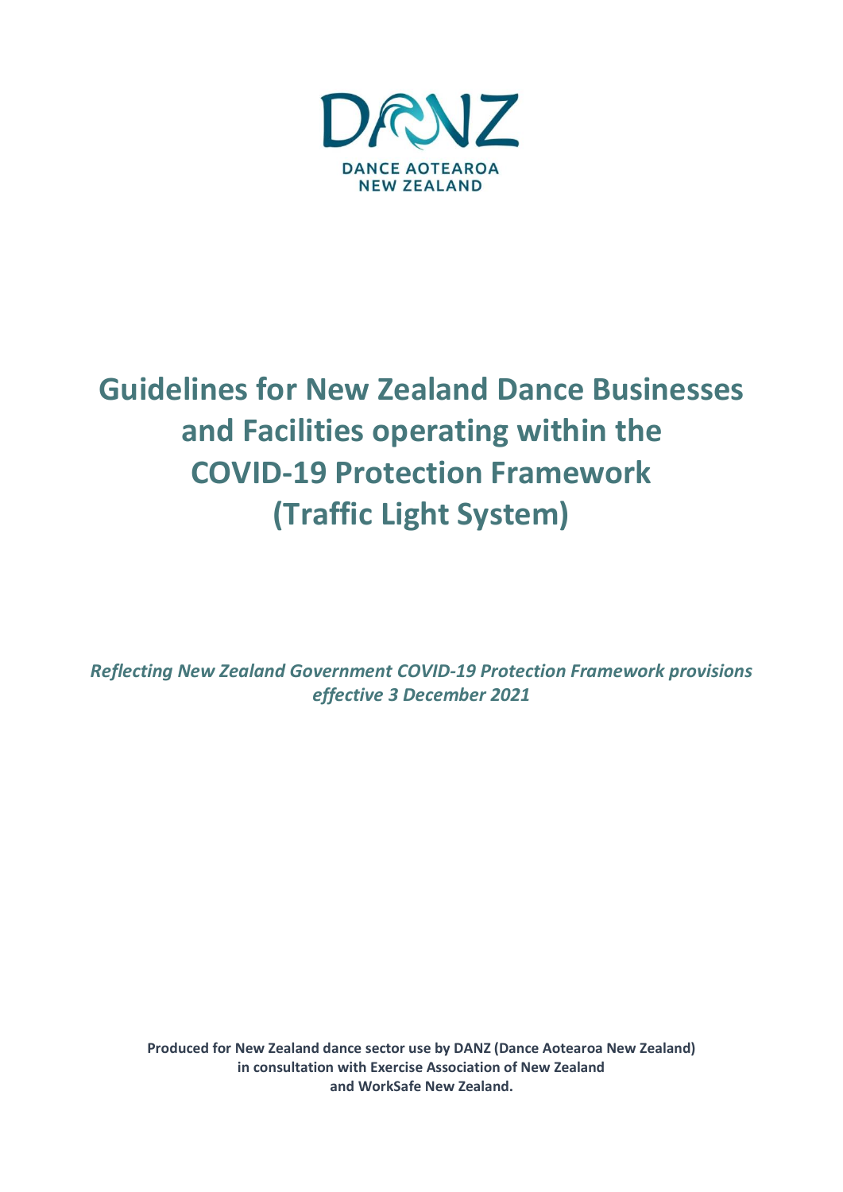DANZ

DANCE AOTEAROA
NEW ZEALAND

# Guidelines for New Zealand Dance Businesses and Facilities operating within the COVID-19 Protection Framework (Traffic Light System)

***Reflecting New Zealand Government COVID-19 Protection Framework provisions effective 3 December 2021***

**Produced for New Zealand dance sector use by DANZ (Dance Aotearoa New Zealand) in consultation with Exercise Association of New Zealand and WorkSafe New Zealand.**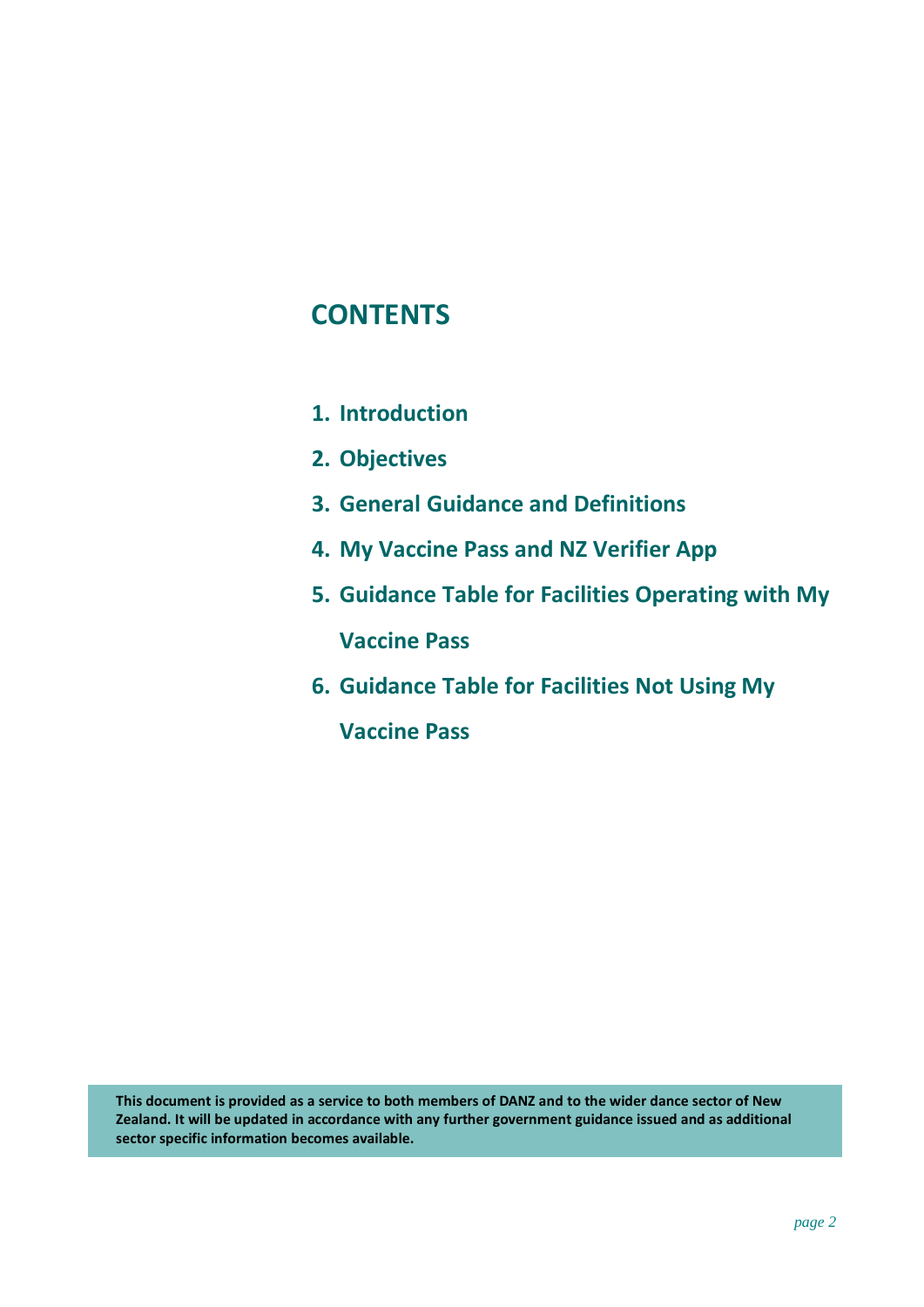# CONTENTS

1. **Introduction**
2. **Objectives**
3. **General Guidance and Definitions**
4. **My Vaccine Pass and NZ Verifier App**
5. **Guidance Table for Facilities Operating with My Vaccine Pass**
6. **Guidance Table for Facilities Not Using My Vaccine Pass**

**This document is provided as a service to both members of DANZ and to the wider dance sector of New Zealand. It will be updated in accordance with any further government guidance issued and as additional sector specific information becomes available.**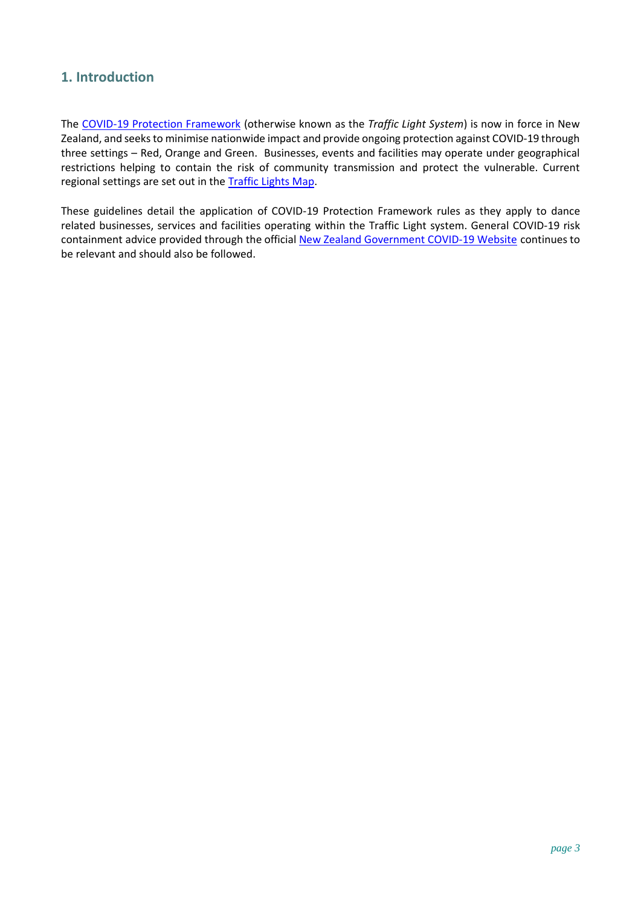## 1. Introduction

The COVID-19 Protection Framework (otherwise known as the *Traffic Light System*) is now in force in New Zealand, and seeks to minimise nationwide impact and provide ongoing protection against COVID-19 through three settings – Red, Orange and Green. Businesses, events and facilities may operate under geographical restrictions helping to contain the risk of community transmission and protect the vulnerable. Current regional settings are set out in the Traffic Lights Map.

These guidelines detail the application of COVID-19 Protection Framework rules as they apply to dance related businesses, services and facilities operating within the Traffic Light system. General COVID-19 risk containment advice provided through the official New Zealand Government COVID-19 Website continues to be relevant and should also be followed.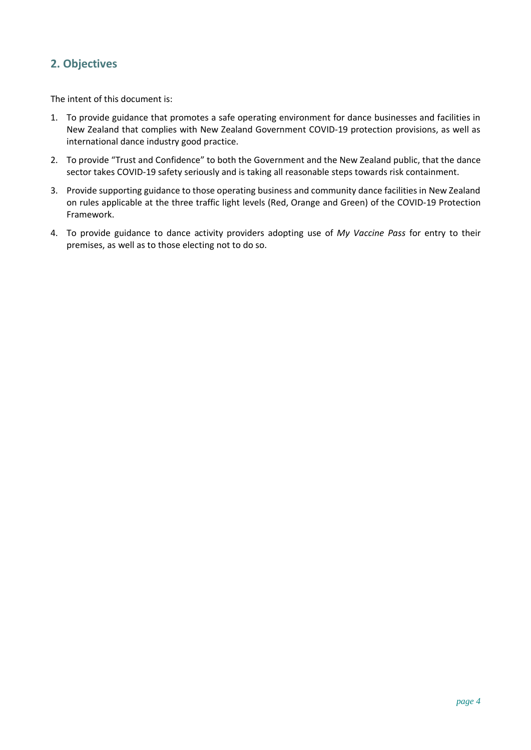## 2. Objectives

The intent of this document is:

1. To provide guidance that promotes a safe operating environment for dance businesses and facilities in New Zealand that complies with New Zealand Government COVID-19 protection provisions, as well as international dance industry good practice.
2. To provide “Trust and Confidence” to both the Government and the New Zealand public, that the dance sector takes COVID-19 safety seriously and is taking all reasonable steps towards risk containment.
3. Provide supporting guidance to those operating business and community dance facilities in New Zealand on rules applicable at the three traffic light levels (Red, Orange and Green) of the COVID-19 Protection Framework.
4. To provide guidance to dance activity providers adopting use of *My Vaccine Pass* for entry to their premises, as well as to those electing not to do so.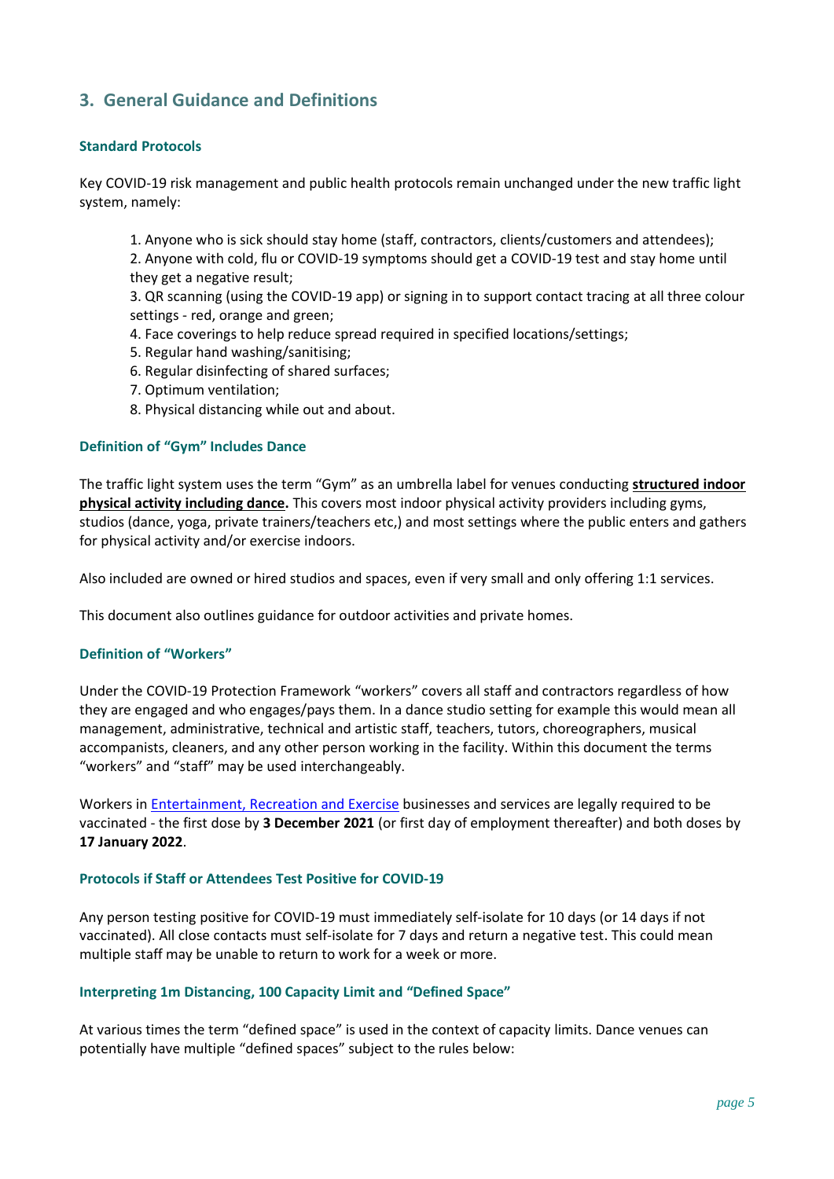## 3. General Guidance and Definitions

### Standard Protocols

Key COVID-19 risk management and public health protocols remain unchanged under the new traffic light system, namely:

1. Anyone who is sick should stay home (staff, contractors, clients/customers and attendees);
2. Anyone with cold, flu or COVID-19 symptoms should get a COVID-19 test and stay home until they get a negative result;
3. QR scanning (using the COVID-19 app) or signing in to support contact tracing at all three colour settings - red, orange and green;
4. Face coverings to help reduce spread required in specified locations/settings;
5. Regular hand washing/sanitising;
6. Regular disinfecting of shared surfaces;
7. Optimum ventilation;
8. Physical distancing while out and about.

### Definition of "Gym" Includes Dance

The traffic light system uses the term "Gym" as an umbrella label for venues conducting **structured indoor physical activity including dance.** This covers most indoor physical activity providers including gyms, studios (dance, yoga, private trainers/teachers etc,) and most settings where the public enters and gathers for physical activity and/or exercise indoors.

Also included are owned or hired studios and spaces, even if very small and only offering 1:1 services.

This document also outlines guidance for outdoor activities and private homes.

### Definition of "Workers"

Under the COVID-19 Protection Framework "workers" covers all staff and contractors regardless of how they are engaged and who engages/pays them. In a dance studio setting for example this would mean all management, administrative, technical and artistic staff, teachers, tutors, choreographers, musical accompanists, cleaners, and any other person working in the facility. Within this document the terms "workers" and "staff" may be used interchangeably.

Workers in Entertainment, Recreation and Exercise businesses and services are legally required to be vaccinated - the first dose by **3 December 2021** (or first day of employment thereafter) and both doses by **17 January 2022**.

### Protocols if Staff or Attendees Test Positive for COVID-19

Any person testing positive for COVID-19 must immediately self-isolate for 10 days (or 14 days if not vaccinated). All close contacts must self-isolate for 7 days and return a negative test. This could mean multiple staff may be unable to return to work for a week or more.

### Interpreting 1m Distancing, 100 Capacity Limit and "Defined Space"

At various times the term "defined space" is used in the context of capacity limits. Dance venues can potentially have multiple "defined spaces" subject to the rules below: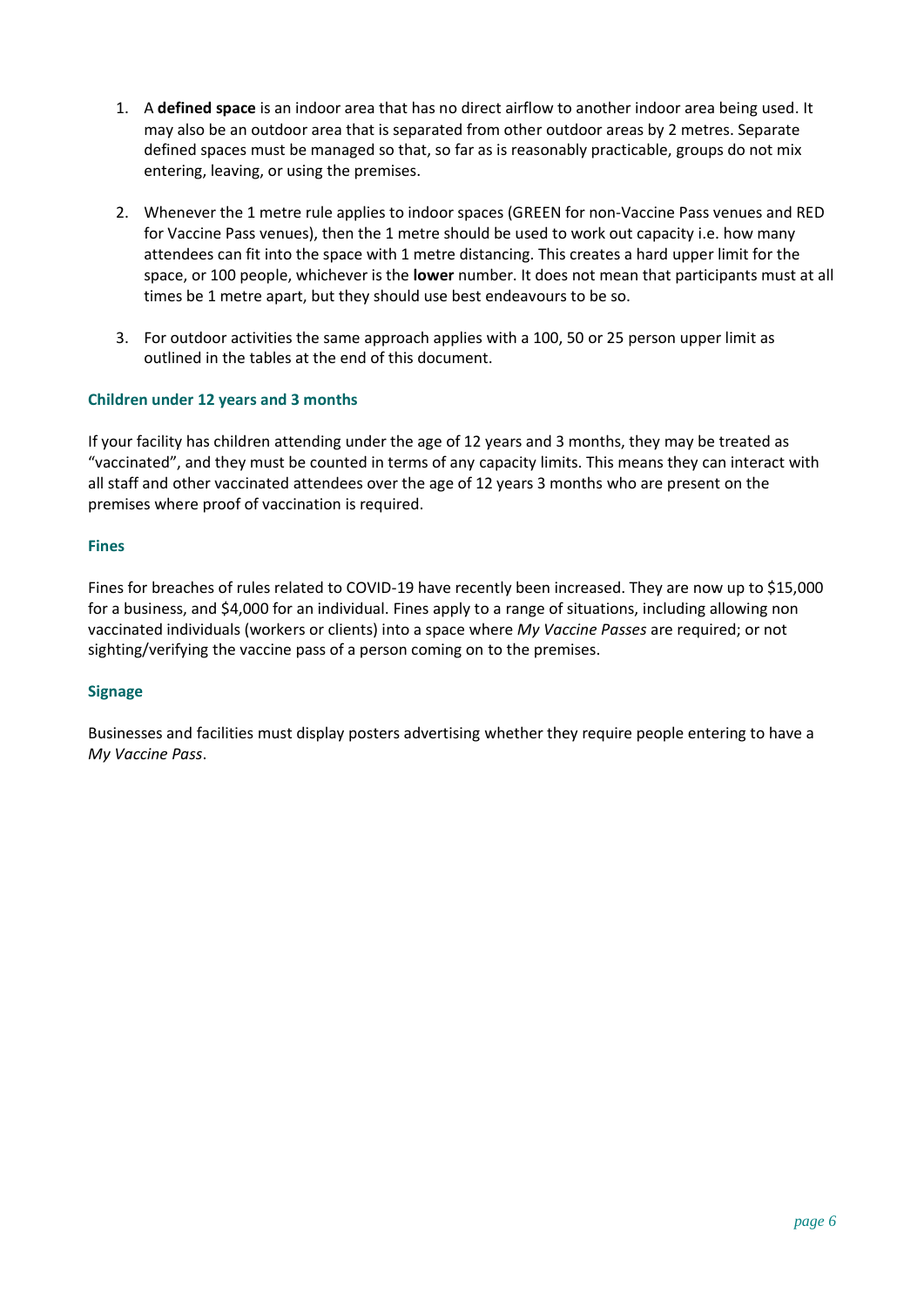1. A **defined space** is an indoor area that has no direct airflow to another indoor area being used. It may also be an outdoor area that is separated from other outdoor areas by 2 metres. Separate defined spaces must be managed so that, so far as is reasonably practicable, groups do not mix entering, leaving, or using the premises.

2. Whenever the 1 metre rule applies to indoor spaces (GREEN for non-Vaccine Pass venues and RED for Vaccine Pass venues), then the 1 metre should be used to work out capacity i.e. how many attendees can fit into the space with 1 metre distancing. This creates a hard upper limit for the space, or 100 people, whichever is the **lower** number. It does not mean that participants must at all times be 1 metre apart, but they should use best endeavours to be so.

3. For outdoor activities the same approach applies with a 100, 50 or 25 person upper limit as outlined in the tables at the end of this document.

### Children under 12 years and 3 months

If your facility has children attending under the age of 12 years and 3 months, they may be treated as "vaccinated", and they must be counted in terms of any capacity limits. This means they can interact with all staff and other vaccinated attendees over the age of 12 years 3 months who are present on the premises where proof of vaccination is required.

### Fines

Fines for breaches of rules related to COVID-19 have recently been increased. They are now up to $15,000 for a business, and $4,000 for an individual. Fines apply to a range of situations, including allowing non vaccinated individuals (workers or clients) into a space where *My Vaccine Passes* are required; or not sighting/verifying the vaccine pass of a person coming on to the premises.

### Signage

Businesses and facilities must display posters advertising whether they require people entering to have a *My Vaccine Pass*.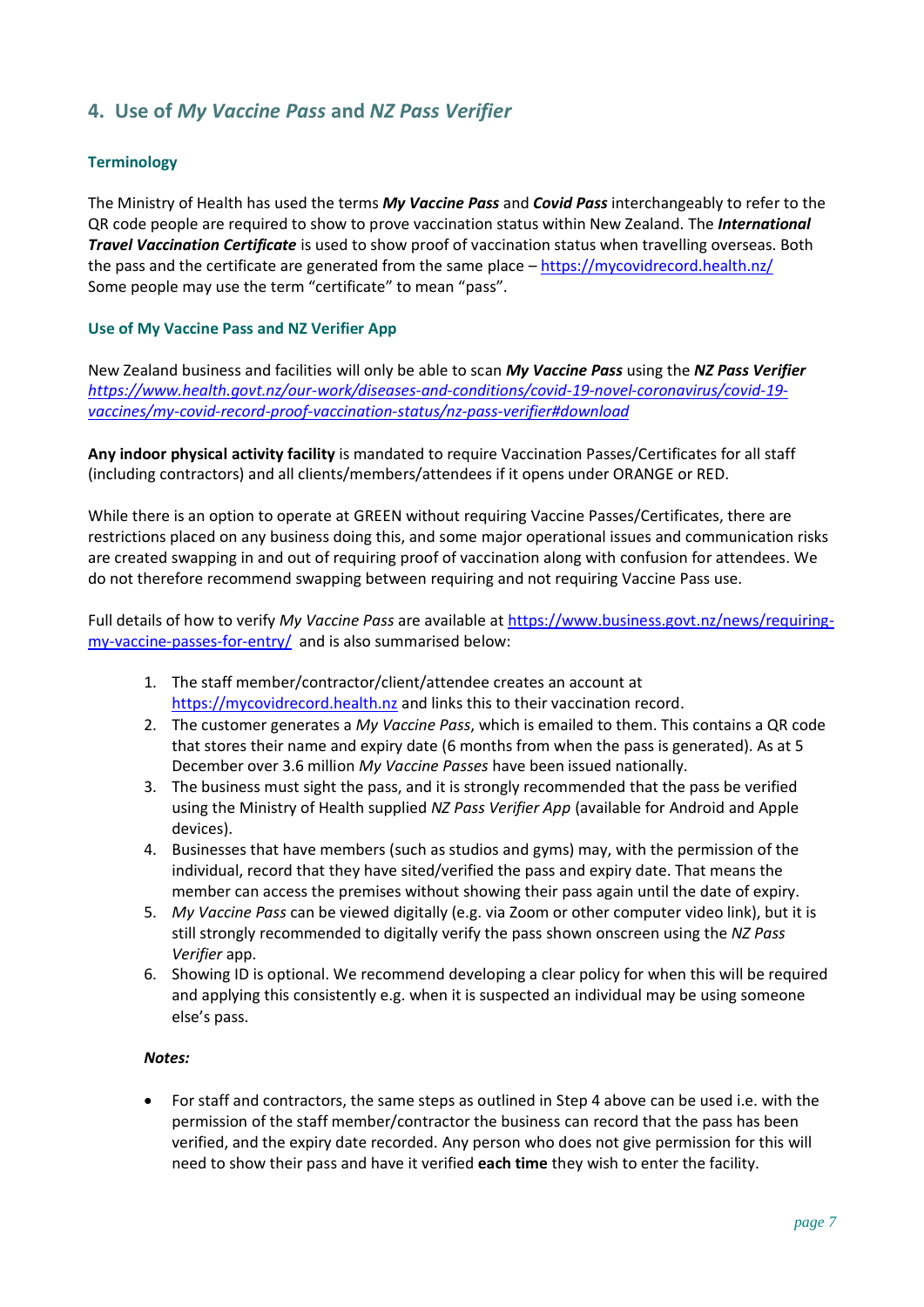## 4. Use of *My Vaccine Pass* and *NZ Pass Verifier*

### Terminology

The Ministry of Health has used the terms ***My Vaccine Pass*** and ***Covid Pass*** interchangeably to refer to the QR code people are required to show to prove vaccination status within New Zealand. The ***International Travel Vaccination Certificate*** is used to show proof of vaccination status when travelling overseas. Both the pass and the certificate are generated from the same place – https://mycovidrecord.health.nz/ Some people may use the term "certificate" to mean "pass".

### Use of My Vaccine Pass and NZ Verifier App

New Zealand business and facilities will only be able to scan ***My Vaccine Pass*** using the ***NZ Pass Verifier*** *https://www.health.govt.nz/our-work/diseases-and-conditions/covid-19-novel-coronavirus/covid-19-vaccines/my-covid-record-proof-vaccination-status/nz-pass-verifier#download*

**Any indoor physical activity facility** is mandated to require Vaccination Passes/Certificates for all staff (including contractors) and all clients/members/attendees if it opens under ORANGE or RED.

While there is an option to operate at GREEN without requiring Vaccine Passes/Certificates, there are restrictions placed on any business doing this, and some major operational issues and communication risks are created swapping in and out of requiring proof of vaccination along with confusion for attendees. We do not therefore recommend swapping between requiring and not requiring Vaccine Pass use.

Full details of how to verify *My Vaccine Pass* are available at https://www.business.govt.nz/news/requiring-my-vaccine-passes-for-entry/ and is also summarised below:

1. The staff member/contractor/client/attendee creates an account at https://mycovidrecord.health.nz and links this to their vaccination record.
2. The customer generates a *My Vaccine Pass*, which is emailed to them. This contains a QR code that stores their name and expiry date (6 months from when the pass is generated). As at 5 December over 3.6 million *My Vaccine Passes* have been issued nationally.
3. The business must sight the pass, and it is strongly recommended that the pass be verified using the Ministry of Health supplied *NZ Pass Verifier App* (available for Android and Apple devices).
4. Businesses that have members (such as studios and gyms) may, with the permission of the individual, record that they have sited/verified the pass and expiry date. That means the member can access the premises without showing their pass again until the date of expiry.
5. *My Vaccine Pass* can be viewed digitally (e.g. via Zoom or other computer video link), but it is still strongly recommended to digitally verify the pass shown onscreen using the *NZ Pass Verifier* app.
6. Showing ID is optional. We recommend developing a clear policy for when this will be required and applying this consistently e.g. when it is suspected an individual may be using someone else's pass.

***Notes:***

- For staff and contractors, the same steps as outlined in Step 4 above can be used i.e. with the permission of the staff member/contractor the business can record that the pass has been verified, and the expiry date recorded. Any person who does not give permission for this will need to show their pass and have it verified **each time** they wish to enter the facility.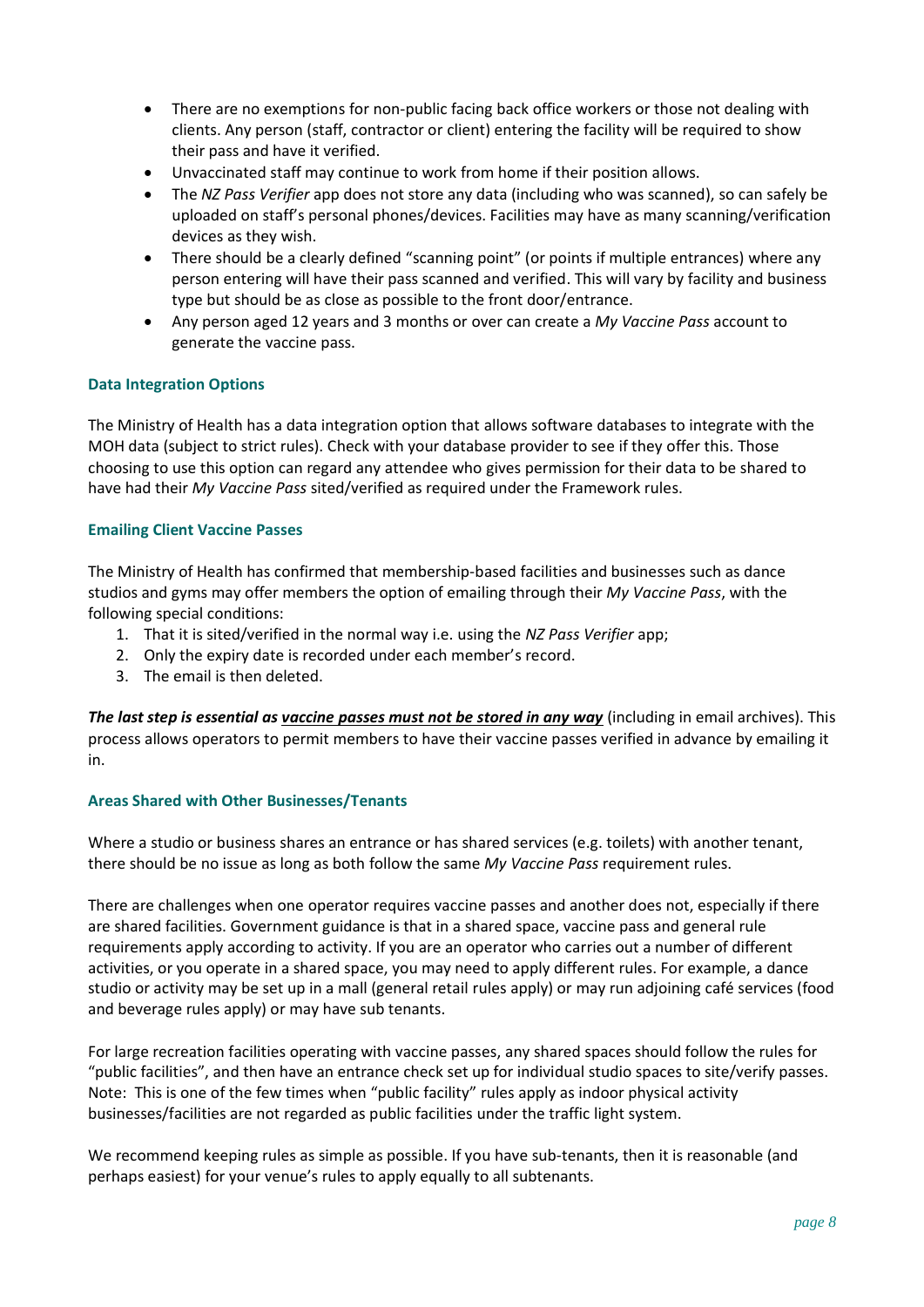- There are no exemptions for non-public facing back office workers or those not dealing with clients. Any person (staff, contractor or client) entering the facility will be required to show their pass and have it verified.
- Unvaccinated staff may continue to work from home if their position allows.
- The *NZ Pass Verifier* app does not store any data (including who was scanned), so can safely be uploaded on staff's personal phones/devices. Facilities may have as many scanning/verification devices as they wish.
- There should be a clearly defined "scanning point" (or points if multiple entrances) where any person entering will have their pass scanned and verified. This will vary by facility and business type but should be as close as possible to the front door/entrance.
- Any person aged 12 years and 3 months or over can create a *My Vaccine Pass* account to generate the vaccine pass.

### Data Integration Options

The Ministry of Health has a data integration option that allows software databases to integrate with the MOH data (subject to strict rules). Check with your database provider to see if they offer this. Those choosing to use this option can regard any attendee who gives permission for their data to be shared to have had their *My Vaccine Pass* sited/verified as required under the Framework rules.

### Emailing Client Vaccine Passes

The Ministry of Health has confirmed that membership-based facilities and businesses such as dance studios and gyms may offer members the option of emailing through their *My Vaccine Pass*, with the following special conditions:

1. That it is sited/verified in the normal way i.e. using the *NZ Pass Verifier* app;
2. Only the expiry date is recorded under each member's record.
3. The email is then deleted.

***The last step is essential as <u>vaccine passes must not be stored in any way</u>*** (including in email archives). This process allows operators to permit members to have their vaccine passes verified in advance by emailing it in.

### Areas Shared with Other Businesses/Tenants

Where a studio or business shares an entrance or has shared services (e.g. toilets) with another tenant, there should be no issue as long as both follow the same *My Vaccine Pass* requirement rules.

There are challenges when one operator requires vaccine passes and another does not, especially if there are shared facilities. Government guidance is that in a shared space, vaccine pass and general rule requirements apply according to activity. If you are an operator who carries out a number of different activities, or you operate in a shared space, you may need to apply different rules. For example, a dance studio or activity may be set up in a mall (general retail rules apply) or may run adjoining café services (food and beverage rules apply) or may have sub tenants.

For large recreation facilities operating with vaccine passes, any shared spaces should follow the rules for "public facilities", and then have an entrance check set up for individual studio spaces to site/verify passes. Note: This is one of the few times when "public facility" rules apply as indoor physical activity businesses/facilities are not regarded as public facilities under the traffic light system.

We recommend keeping rules as simple as possible. If you have sub-tenants, then it is reasonable (and perhaps easiest) for your venue's rules to apply equally to all subtenants.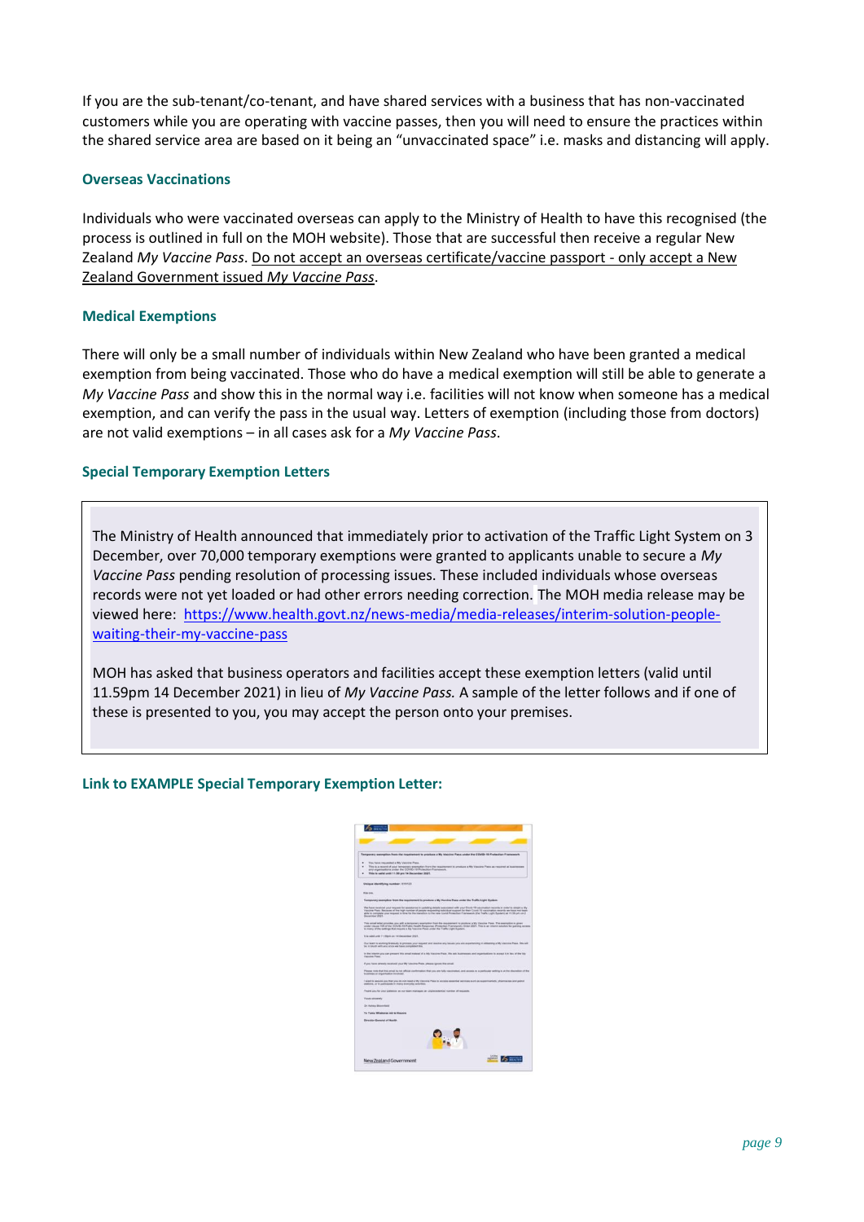If you are the sub-tenant/co-tenant, and have shared services with a business that has non-vaccinated customers while you are operating with vaccine passes, then you will need to ensure the practices within the shared service area are based on it being an “unvaccinated space” i.e. masks and distancing will apply.

### Overseas Vaccinations

Individuals who were vaccinated overseas can apply to the Ministry of Health to have this recognised (the process is outlined in full on the MOH website). Those that are successful then receive a regular New Zealand *My Vaccine Pass*. Do not accept an overseas certificate/vaccine passport - only accept a New Zealand Government issued *My Vaccine Pass*.

### Medical Exemptions

There will only be a small number of individuals within New Zealand who have been granted a medical exemption from being vaccinated. Those who do have a medical exemption will still be able to generate a *My Vaccine Pass* and show this in the normal way i.e. facilities will not know when someone has a medical exemption, and can verify the pass in the usual way. Letters of exemption (including those from doctors) are not valid exemptions – in all cases ask for a *My Vaccine Pass*.

### Special Temporary Exemption Letters

The Ministry of Health announced that immediately prior to activation of the Traffic Light System on 3 December, over 70,000 temporary exemptions were granted to applicants unable to secure a *My Vaccine Pass* pending resolution of processing issues. These included individuals whose overseas records were not yet loaded or had other errors needing correction. The MOH media release may be viewed here: https://www.health.govt.nz/news-media/media-releases/interim-solution-people-waiting-their-my-vaccine-pass

MOH has asked that business operators and facilities accept these exemption letters (valid until 11.59pm 14 December 2021) in lieu of *My Vaccine Pass.* A sample of the letter follows and if one of these is presented to you, you may accept the person onto your premises.

### Link to EXAMPLE Special Temporary Exemption Letter: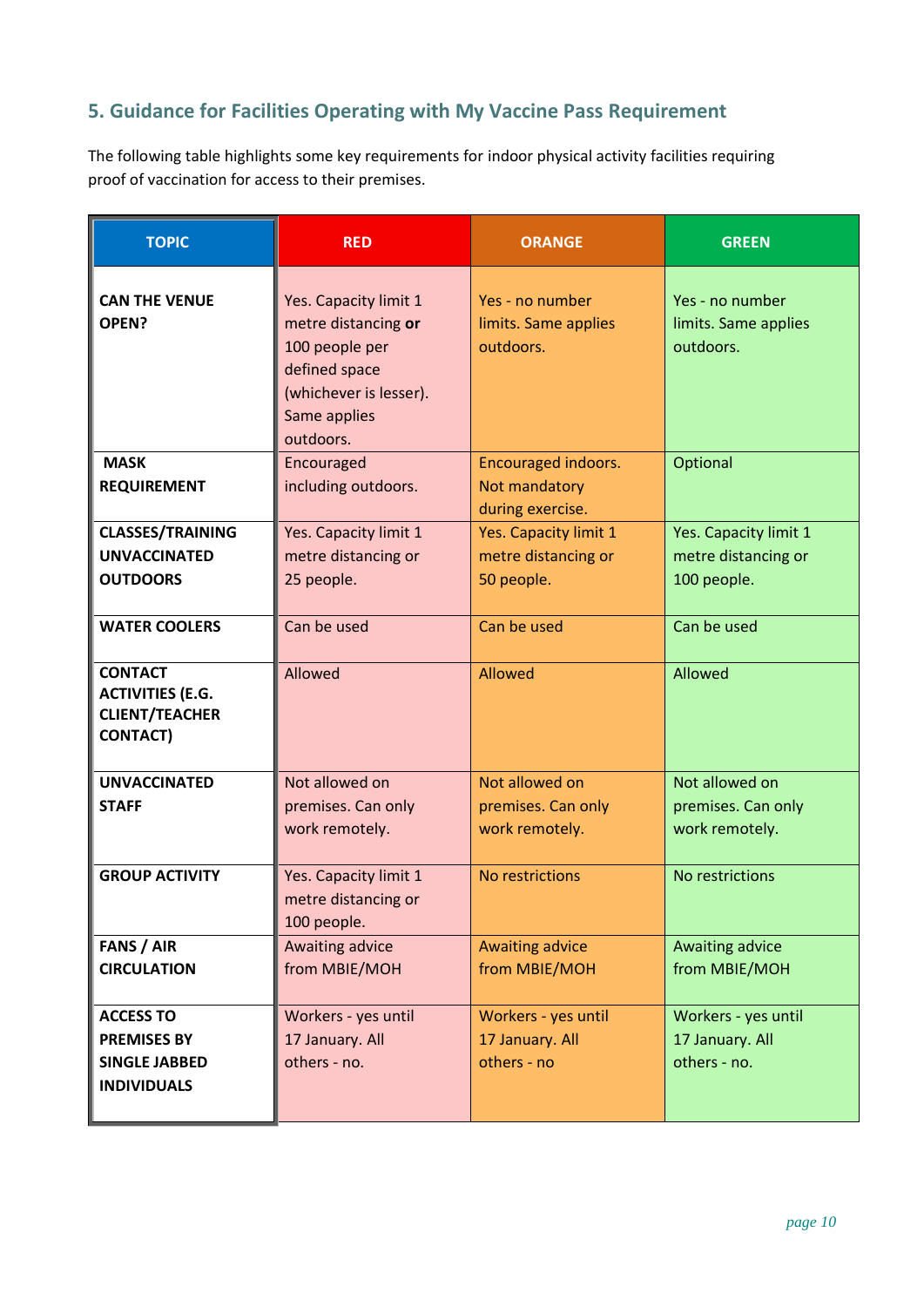## 5. Guidance for Facilities Operating with My Vaccine Pass Requirement

The following table highlights some key requirements for indoor physical activity facilities requiring proof of vaccination for access to their premises.

| TOPIC | RED | ORANGE | GREEN |
|---|---|---|---|
| **CAN THE VENUE OPEN?** | Yes. Capacity limit 1 metre distancing **or** 100 people per defined space (whichever is lesser). Same applies outdoors. | Yes - no number limits. Same applies outdoors. | Yes - no number limits. Same applies outdoors. |
| **MASK REQUIREMENT** | Encouraged including outdoors. | Encouraged indoors. Not mandatory during exercise. | Optional |
| **CLASSES/TRAINING UNVACCINATED OUTDOORS** | Yes. Capacity limit 1 metre distancing or 25 people. | Yes. Capacity limit 1 metre distancing or 50 people. | Yes. Capacity limit 1 metre distancing or 100 people. |
| **WATER COOLERS** | Can be used | Can be used | Can be used |
| **CONTACT ACTIVITIES (E.G. CLIENT/TEACHER CONTACT)** | Allowed | Allowed | Allowed |
| **UNVACCINATED STAFF** | Not allowed on premises. Can only work remotely. | Not allowed on premises. Can only work remotely. | Not allowed on premises. Can only work remotely. |
| **GROUP ACTIVITY** | Yes. Capacity limit 1 metre distancing or 100 people. | No restrictions | No restrictions |
| **FANS / AIR CIRCULATION** | Awaiting advice from MBIE/MOH | Awaiting advice from MBIE/MOH | Awaiting advice from MBIE/MOH |
| **ACCESS TO PREMISES BY SINGLE JABBED INDIVIDUALS** | Workers - yes until 17 January. All others - no. | Workers - yes until 17 January. All others - no | Workers - yes until 17 January. All others - no. |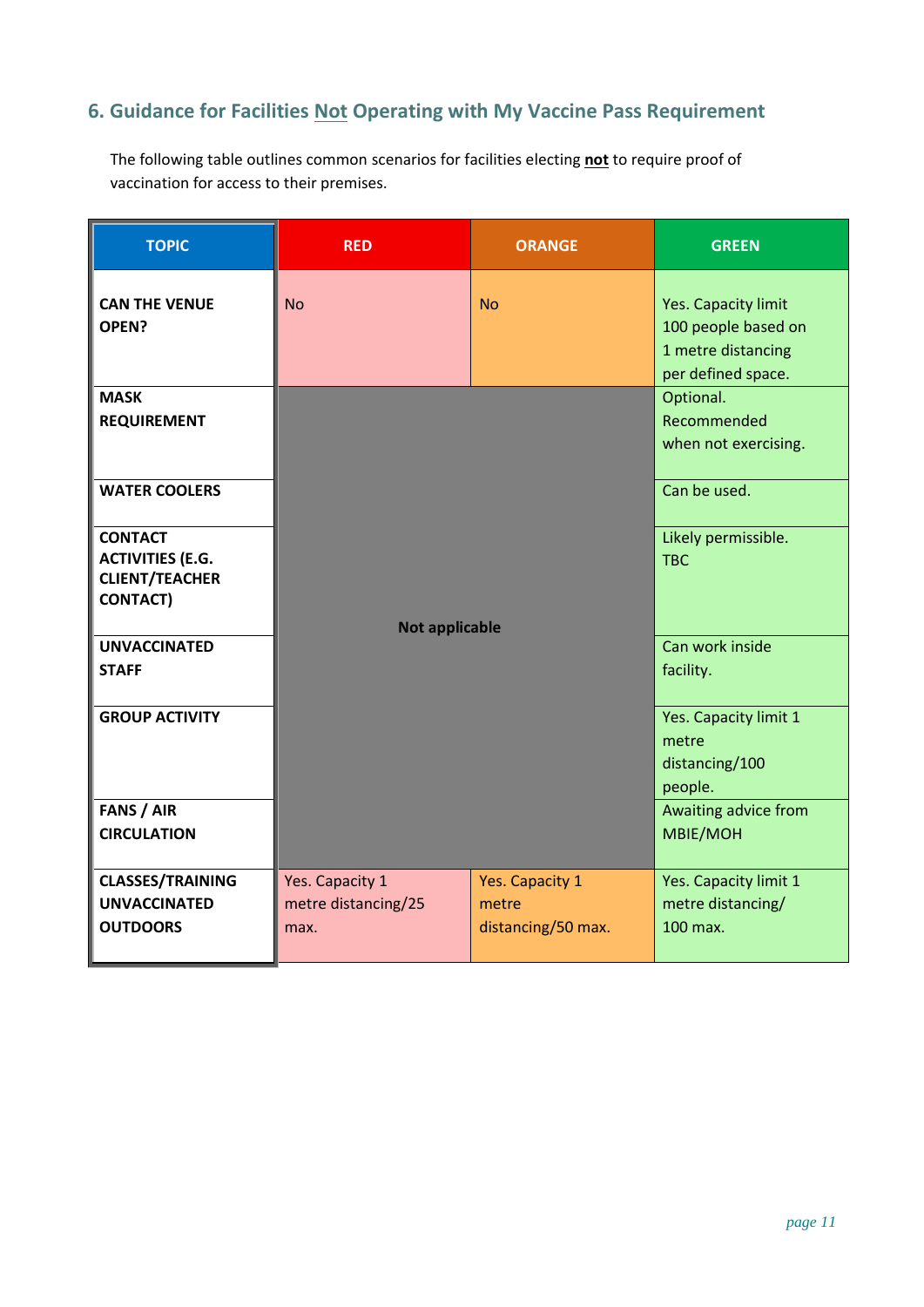## 6. Guidance for Facilities Not Operating with My Vaccine Pass Requirement

The following table outlines common scenarios for facilities electing **not** to require proof of vaccination for access to their premises.

| TOPIC | RED | ORANGE | GREEN |
|---|---|---|---|
| **CAN THE VENUE OPEN?** | No | No | Yes. Capacity limit 100 people based on 1 metre distancing per defined space. |
| **MASK REQUIREMENT** | Not applicable | Not applicable | Optional. Recommended when not exercising. |
| **WATER COOLERS** | Not applicable | Not applicable | Can be used. |
| **CONTACT ACTIVITIES (E.G. CLIENT/TEACHER CONTACT)** | Not applicable | Not applicable | Likely permissible. TBC |
| **UNVACCINATED STAFF** | Not applicable | Not applicable | Can work inside facility. |
| **GROUP ACTIVITY** | Not applicable | Not applicable | Yes. Capacity limit 1 metre distancing/100 people. |
| **FANS / AIR CIRCULATION** | Not applicable | Not applicable | Awaiting advice from MBIE/MOH |
| **CLASSES/TRAINING UNVACCINATED OUTDOORS** | Yes. Capacity 1 metre distancing/25 max. | Yes. Capacity 1 metre distancing/50 max. | Yes. Capacity limit 1 metre distancing/ 100 max. |